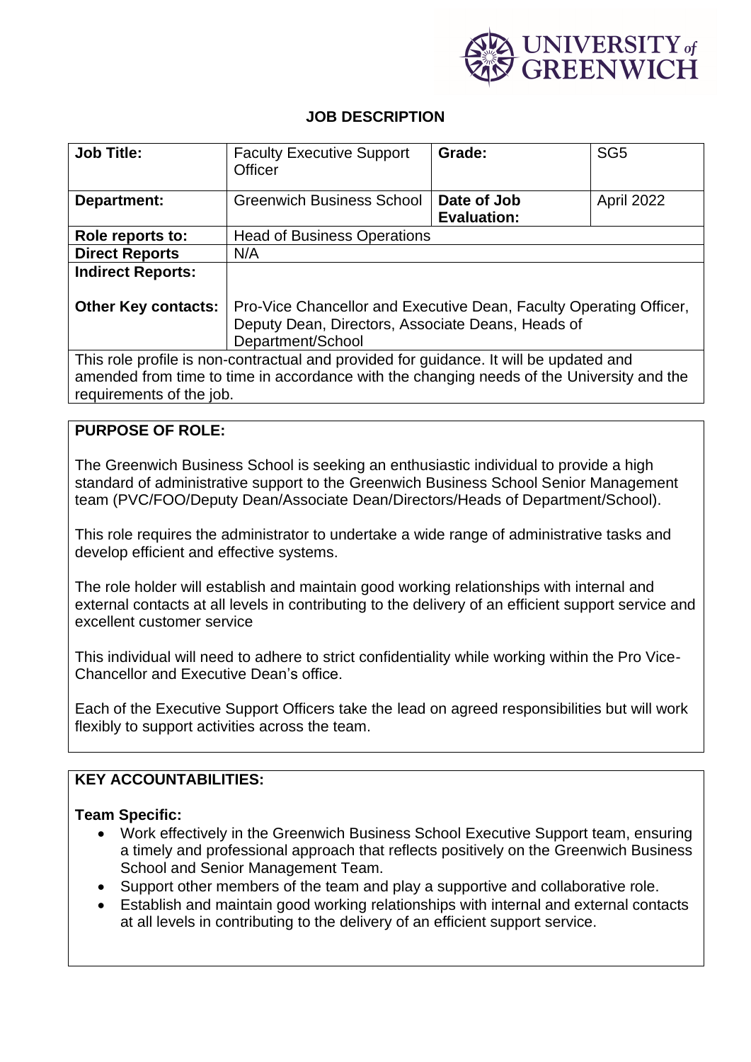UNIVERSITY of GREENWICH

# JOB DESCRIPTION

| **Job Title:** | Faculty Executive Support Officer | **Grade:** | SG5 |
|---|---|---|---|
| **Department:** | Greenwich Business School | **Date of Job Evaluation:** | April 2022 |
| **Role reports to:** | Head of Business Operations | | |
| **Direct Reports** | N/A | | |
| **Indirect Reports:** | | | |
| **Other Key contacts:** | Pro-Vice Chancellor and Executive Dean, Faculty Operating Officer, Deputy Dean, Directors, Associate Deans, Heads of Department/School | | |

This role profile is non-contractual and provided for guidance. It will be updated and amended from time to time in accordance with the changing needs of the University and the requirements of the job.

## PURPOSE OF ROLE:

The Greenwich Business School is seeking an enthusiastic individual to provide a high standard of administrative support to the Greenwich Business School Senior Management team (PVC/FOO/Deputy Dean/Associate Dean/Directors/Heads of Department/School).

This role requires the administrator to undertake a wide range of administrative tasks and develop efficient and effective systems.

The role holder will establish and maintain good working relationships with internal and external contacts at all levels in contributing to the delivery of an efficient support service and excellent customer service

This individual will need to adhere to strict confidentiality while working within the Pro Vice-Chancellor and Executive Dean's office.

Each of the Executive Support Officers take the lead on agreed responsibilities but will work flexibly to support activities across the team.

## KEY ACCOUNTABILITIES:

**Team Specific:**

- Work effectively in the Greenwich Business School Executive Support team, ensuring a timely and professional approach that reflects positively on the Greenwich Business School and Senior Management Team.
- Support other members of the team and play a supportive and collaborative role.
- Establish and maintain good working relationships with internal and external contacts at all levels in contributing to the delivery of an efficient support service.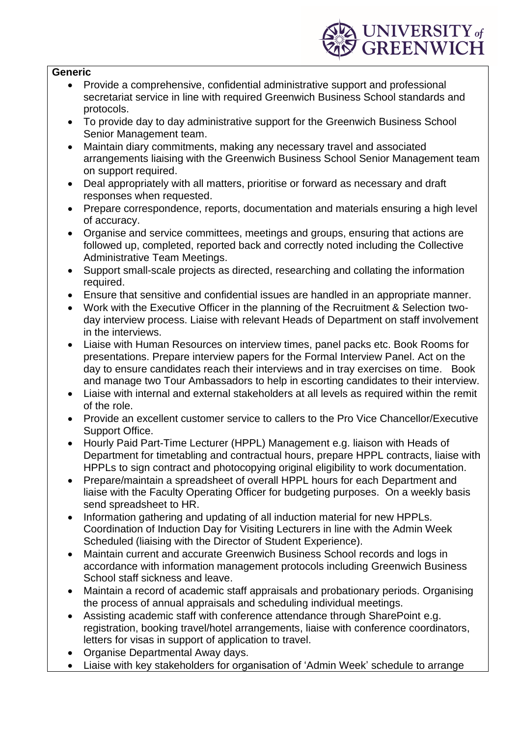**Generic**

- Provide a comprehensive, confidential administrative support and professional secretariat service in line with required Greenwich Business School standards and protocols.
- To provide day to day administrative support for the Greenwich Business School Senior Management team.
- Maintain diary commitments, making any necessary travel and associated arrangements liaising with the Greenwich Business School Senior Management team on support required.
- Deal appropriately with all matters, prioritise or forward as necessary and draft responses when requested.
- Prepare correspondence, reports, documentation and materials ensuring a high level of accuracy.
- Organise and service committees, meetings and groups, ensuring that actions are followed up, completed, reported back and correctly noted including the Collective Administrative Team Meetings.
- Support small-scale projects as directed, researching and collating the information required.
- Ensure that sensitive and confidential issues are handled in an appropriate manner.
- Work with the Executive Officer in the planning of the Recruitment & Selection two-day interview process. Liaise with relevant Heads of Department on staff involvement in the interviews.
- Liaise with Human Resources on interview times, panel packs etc. Book Rooms for presentations. Prepare interview papers for the Formal Interview Panel. Act on the day to ensure candidates reach their interviews and in tray exercises on time. Book and manage two Tour Ambassadors to help in escorting candidates to their interview.
- Liaise with internal and external stakeholders at all levels as required within the remit of the role.
- Provide an excellent customer service to callers to the Pro Vice Chancellor/Executive Support Office.
- Hourly Paid Part-Time Lecturer (HPPL) Management e.g. liaison with Heads of Department for timetabling and contractual hours, prepare HPPL contracts, liaise with HPPLs to sign contract and photocopying original eligibility to work documentation.
- Prepare/maintain a spreadsheet of overall HPPL hours for each Department and liaise with the Faculty Operating Officer for budgeting purposes. On a weekly basis send spreadsheet to HR.
- Information gathering and updating of all induction material for new HPPLs. Coordination of Induction Day for Visiting Lecturers in line with the Admin Week Scheduled (liaising with the Director of Student Experience).
- Maintain current and accurate Greenwich Business School records and logs in accordance with information management protocols including Greenwich Business School staff sickness and leave.
- Maintain a record of academic staff appraisals and probationary periods. Organising the process of annual appraisals and scheduling individual meetings.
- Assisting academic staff with conference attendance through SharePoint e.g. registration, booking travel/hotel arrangements, liaise with conference coordinators, letters for visas in support of application to travel.
- Organise Departmental Away days.
- Liaise with key stakeholders for organisation of 'Admin Week' schedule to arrange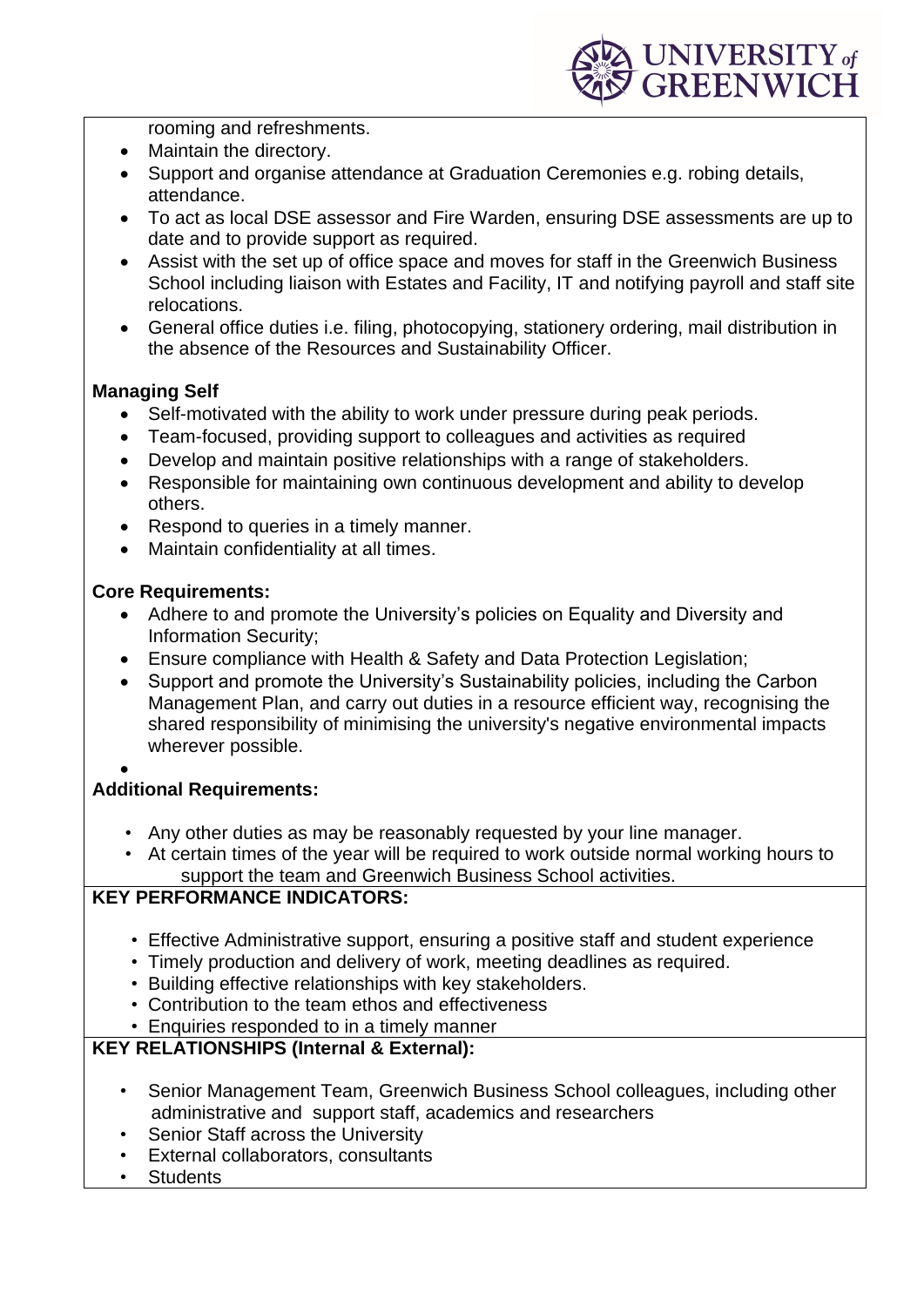rooming and refreshments.

- Maintain the directory.
- Support and organise attendance at Graduation Ceremonies e.g. robing details, attendance.
- To act as local DSE assessor and Fire Warden, ensuring DSE assessments are up to date and to provide support as required.
- Assist with the set up of office space and moves for staff in the Greenwich Business School including liaison with Estates and Facility, IT and notifying payroll and staff site relocations.
- General office duties i.e. filing, photocopying, stationery ordering, mail distribution in the absence of the Resources and Sustainability Officer.

**Managing Self**

- Self-motivated with the ability to work under pressure during peak periods.
- Team-focused, providing support to colleagues and activities as required
- Develop and maintain positive relationships with a range of stakeholders.
- Responsible for maintaining own continuous development and ability to develop others.
- Respond to queries in a timely manner.
- Maintain confidentiality at all times.

**Core Requirements:**

- Adhere to and promote the University's policies on Equality and Diversity and Information Security;
- Ensure compliance with Health & Safety and Data Protection Legislation;
- Support and promote the University's Sustainability policies, including the Carbon Management Plan, and carry out duties in a resource efficient way, recognising the shared responsibility of minimising the university's negative environmental impacts wherever possible.

**Additional Requirements:**

- Any other duties as may be reasonably requested by your line manager.
- At certain times of the year will be required to work outside normal working hours to support the team and Greenwich Business School activities.

**KEY PERFORMANCE INDICATORS:**

- Effective Administrative support, ensuring a positive staff and student experience
- Timely production and delivery of work, meeting deadlines as required.
- Building effective relationships with key stakeholders.
- Contribution to the team ethos and effectiveness
- Enquiries responded to in a timely manner

**KEY RELATIONSHIPS (Internal & External):**

- Senior Management Team, Greenwich Business School colleagues, including other administrative and support staff, academics and researchers
- Senior Staff across the University
- External collaborators, consultants
- Students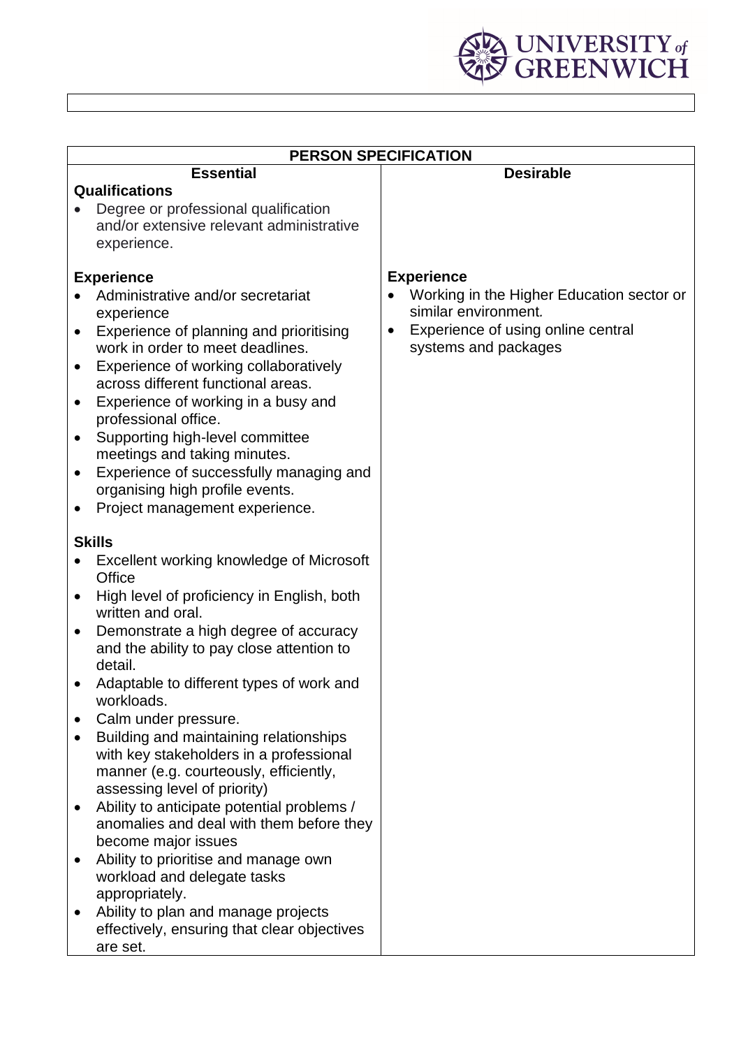| PERSON SPECIFICATION | |
|---|---|
| **Essential** | **Desirable** |
| **Qualifications**<br>• Degree or professional qualification and/or extensive relevant administrative experience. | |
| **Experience**<br>• Administrative and/or secretariat experience<br>• Experience of planning and prioritising work in order to meet deadlines.<br>• Experience of working collaboratively across different functional areas.<br>• Experience of working in a busy and professional office.<br>• Supporting high-level committee meetings and taking minutes.<br>• Experience of successfully managing and organising high profile events.<br>• Project management experience. | **Experience**<br>• Working in the Higher Education sector or similar environment.<br>• Experience of using online central systems and packages |
| **Skills**<br>• Excellent working knowledge of Microsoft Office<br>• High level of proficiency in English, both written and oral.<br>• Demonstrate a high degree of accuracy and the ability to pay close attention to detail.<br>• Adaptable to different types of work and workloads.<br>• Calm under pressure.<br>• Building and maintaining relationships with key stakeholders in a professional manner (e.g. courteously, efficiently, assessing level of priority)<br>• Ability to anticipate potential problems / anomalies and deal with them before they become major issues<br>• Ability to prioritise and manage own workload and delegate tasks appropriately.<br>• Ability to plan and manage projects effectively, ensuring that clear objectives are set. | |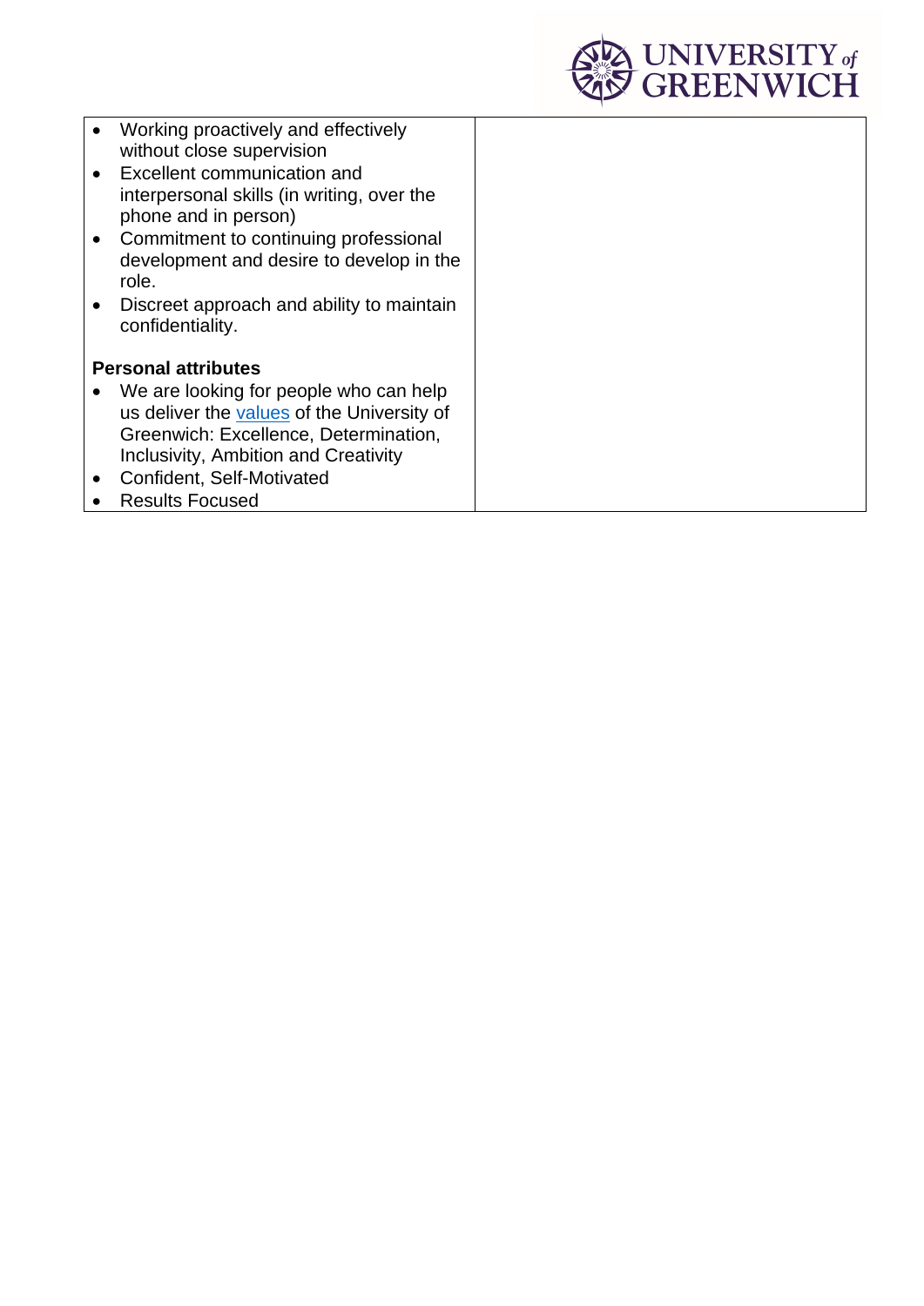| | |
|---|---|
| • Working proactively and effectively without close supervision<br>• Excellent communication and interpersonal skills (in writing, over the phone and in person)<br>• Commitment to continuing professional development and desire to develop in the role.<br>• Discreet approach and ability to maintain confidentiality.<br><br>**Personal attributes**<br>• We are looking for people who can help us deliver the values of the University of Greenwich: Excellence, Determination, Inclusivity, Ambition and Creativity<br>• Confident, Self-Motivated<br>• Results Focused | |